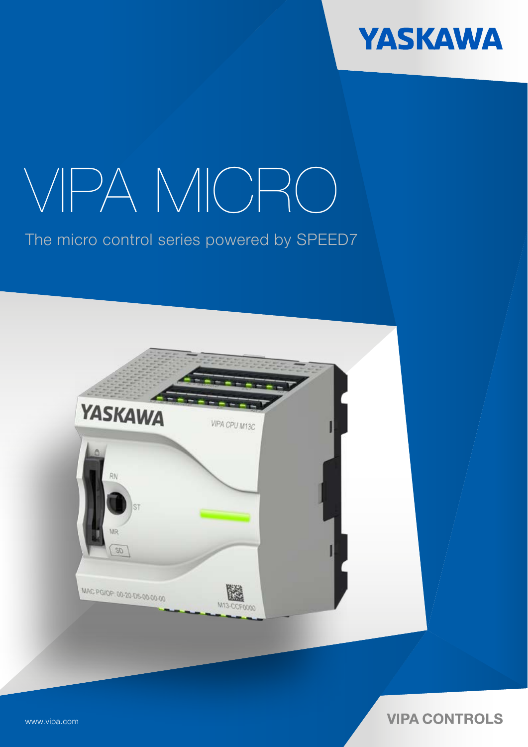YASKAWA

# VIPA MICRO

The micro control series powered by SPEED7

www.vipa.com

VIPA CONTROLS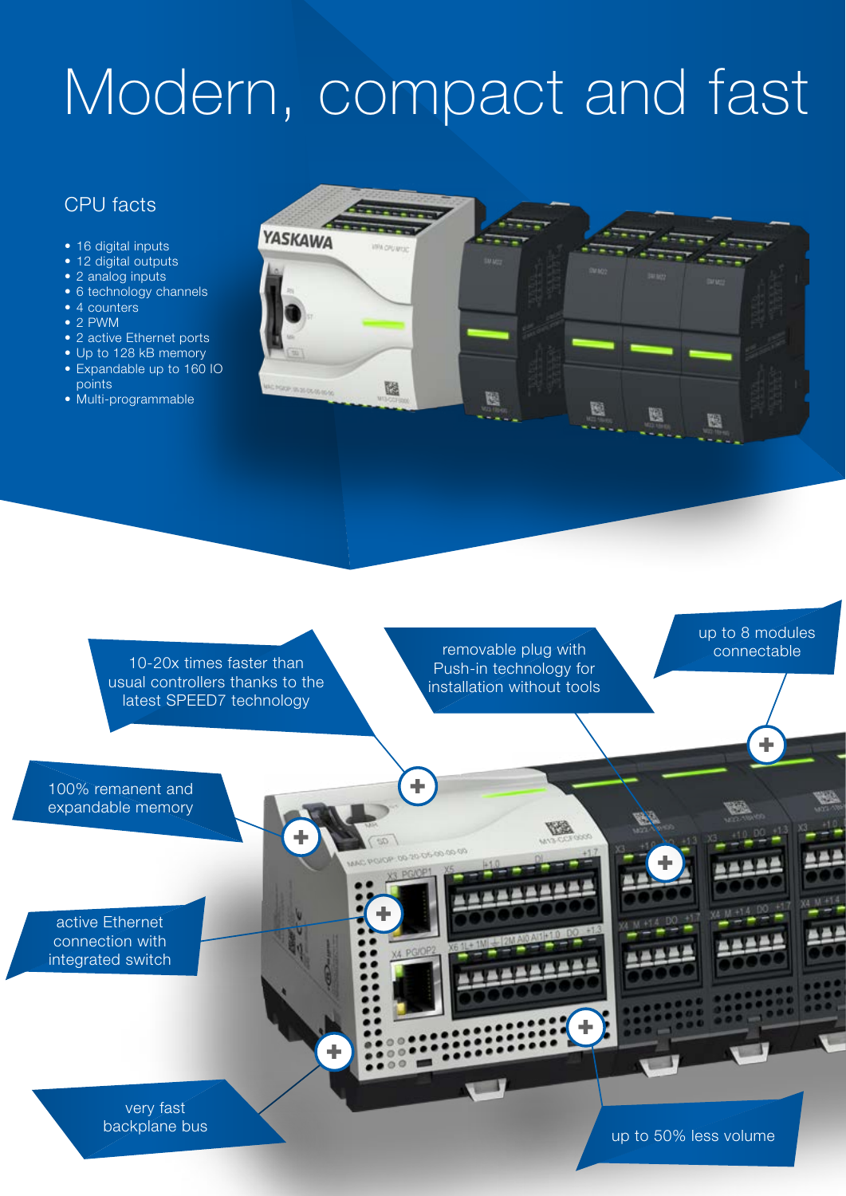# Modern, compact and fast

## CPU facts

- 16 digital inputs
- 12 digital outputs
- 2 analog inputs
- 6 technology channels
- 4 counters
- 2 PWM
- 2 active Ethernet ports
- Up to 128 kB memory
- Expandable up to 160 IO points
- Multi-programmable

10-20x times faster than usual controllers thanks to the latest SPEED7 technology

removable plug with Push-in technology for installation without tools

up to 8 modules connectable

100% remanent and expandable memory

active Ethernet connection with integrated switch

very fast backplane bus

up to 50% less volume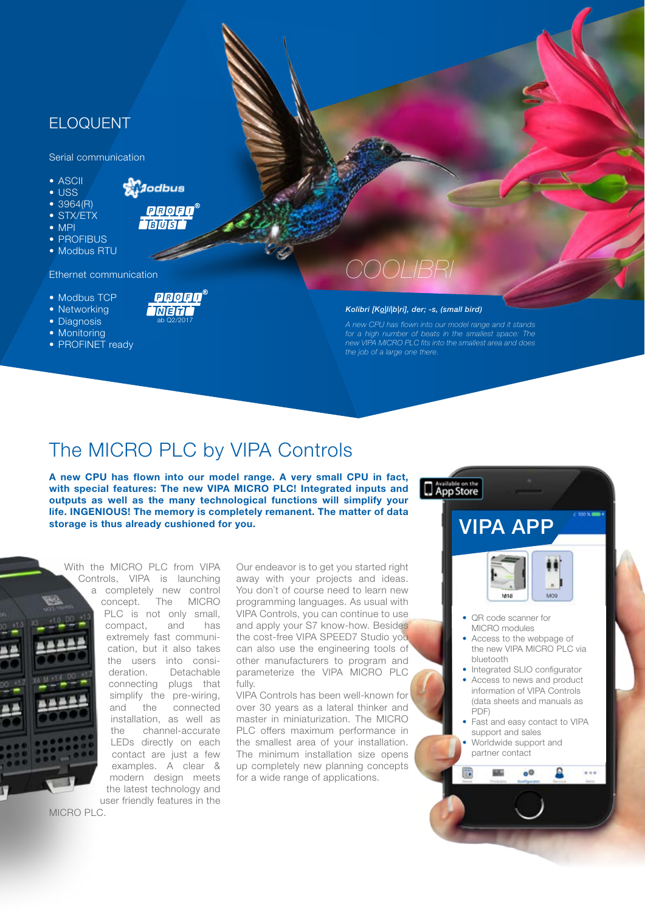## ELOQUENT

Serial communication

- ASCII
- USS
- 3964(R)
- STX/ETX
- MPI
- PROFIBUS
- Modbus RTU

Ethernet communication

- Modbus TCP
- Networking
- Diagnosis
- Monitoring
- PROFINET ready

ab Q2/2017

## COOLIBRI

***Kolibri [Ko|li|b|ri], der; -s, (small bird)***

*A new CPU has flown into our model range and it stands for a high number of beats in the smallest space: The new VIPA MICRO PLC fits into the smallest area and does the job of a large one there.*

# The MICRO PLC by VIPA Controls

**A new CPU has flown into our model range. A very small CPU in fact, with special features: The new VIPA MICRO PLC! Integrated inputs and outputs as well as the many technological functions will simplify your life. INGENIOUS! The memory is completely remanent. The matter of data storage is thus already cushioned for you.**

With the MICRO PLC from VIPA Controls, VIPA is launching a completely new control concept. The MICRO PLC is not only small, compact, and has extremely fast communication, but it also takes the users into consideration. Detachable connecting plugs that simplify the pre-wiring, and the connected installation, as well as the channel-accurate LEDs directly on each contact are just a few examples. A clear & modern design meets the latest technology and user friendly features in the MICRO PLC.

Our endeavor is to get you started right away with your projects and ideas. You don`t of course need to learn new programming languages. As usual with VIPA Controls, you can continue to use and apply your S7 know-how. Besides the cost-free VIPA SPEED7 Studio you can also use the engineering tools of other manufacturers to program and parameterize the VIPA MICRO PLC fully.
VIPA Controls has been well-known for over 30 years as a lateral thinker and master in miniaturization. The MICRO PLC offers maximum performance in the smallest area of your installation. The minimum installation size opens up completely new planning concepts for a wide range of applications.

Available on the App Store

## VIPA APP

- QR code scanner for MICRO modules
- Access to the webpage of the new VIPA MICRO PLC via bluetooth
- Integrated SLIO configurator
- Access to news and product information of VIPA Controls (data sheets and manuals as PDF)
- Fast and easy contact to VIPA support and sales
- Worldwide support and partner contact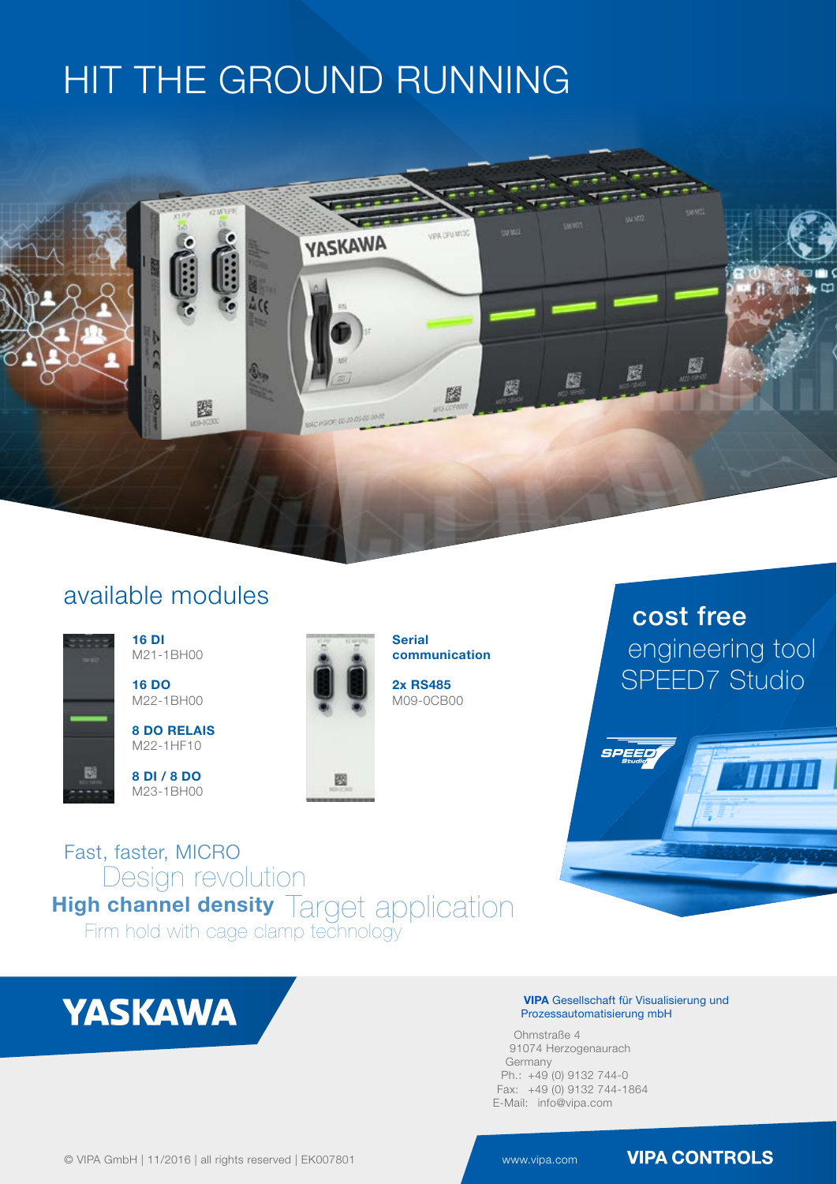# HIT THE GROUND RUNNING

## available modules

**16 DI**
M21-1BH00

**16 DO**
M22-1BH00

**8 DO RELAIS**
M22-1HF10

**8 DI / 8 DO**
M23-1BH00

**Serial communication**

**2x RS485**
M09-0CB00

**cost free**
engineering tool
SPEED7 Studio

Fast, faster, MICRO
Design revolution
**High channel density** Target application
Firm hold with cage clamp technology

**YASKAWA**

**VIPA** Gesellschaft für Visualisierung und Prozessautomatisierung mbH

Ohmstraße 4
91074 Herzogenaurach
Germany
Ph.: +49 (0) 9132 744-0
Fax: +49 (0) 9132 744-1864
E-Mail: info@vipa.com

© VIPA GmbH | 11/2016 | all rights reserved | EK007801

www.vipa.com **VIPA CONTROLS**